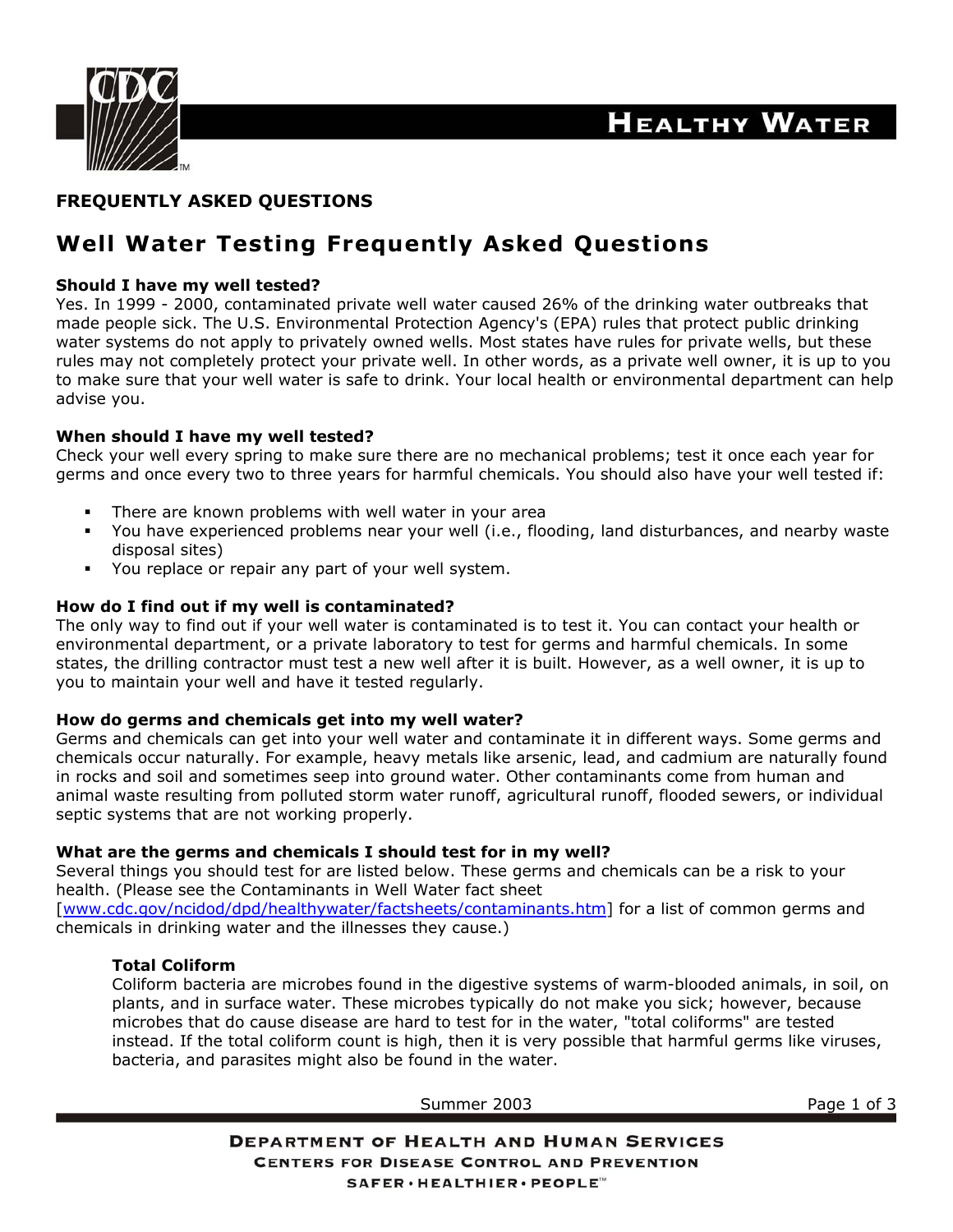# Healthy Water

## FREQUENTLY ASKED QUESTIONS

## Well Water Testing Frequently Asked Questions

**Should I have my well tested?**
Yes. In 1999 - 2000, contaminated private well water caused 26% of the drinking water outbreaks that made people sick. The U.S. Environmental Protection Agency's (EPA) rules that protect public drinking water systems do not apply to privately owned wells. Most states have rules for private wells, but these rules may not completely protect your private well. In other words, as a private well owner, it is up to you to make sure that your well water is safe to drink. Your local health or environmental department can help advise you.

**When should I have my well tested?**
Check your well every spring to make sure there are no mechanical problems; test it once each year for germs and once every two to three years for harmful chemicals. You should also have your well tested if:

- There are known problems with well water in your area
- You have experienced problems near your well (i.e., flooding, land disturbances, and nearby waste disposal sites)
- You replace or repair any part of your well system.

**How do I find out if my well is contaminated?**
The only way to find out if your well water is contaminated is to test it. You can contact your health or environmental department, or a private laboratory to test for germs and harmful chemicals. In some states, the drilling contractor must test a new well after it is built. However, as a well owner, it is up to you to maintain your well and have it tested regularly.

**How do germs and chemicals get into my well water?**
Germs and chemicals can get into your well water and contaminate it in different ways. Some germs and chemicals occur naturally. For example, heavy metals like arsenic, lead, and cadmium are naturally found in rocks and soil and sometimes seep into ground water. Other contaminants come from human and animal waste resulting from polluted storm water runoff, agricultural runoff, flooded sewers, or individual septic systems that are not working properly.

**What are the germs and chemicals I should test for in my well?**
Several things you should test for are listed below. These germs and chemicals can be a risk to your health. (Please see the Contaminants in Well Water fact sheet [www.cdc.gov/ncidod/dpd/healthywater/factsheets/contaminants.htm] for a list of common germs and chemicals in drinking water and the illnesses they cause.)

**Total Coliform**
Coliform bacteria are microbes found in the digestive systems of warm-blooded animals, in soil, on plants, and in surface water. These microbes typically do not make you sick; however, because microbes that do cause disease are hard to test for in the water, "total coliforms" are tested instead. If the total coliform count is high, then it is very possible that harmful germs like viruses, bacteria, and parasites might also be found in the water.

Summer 2003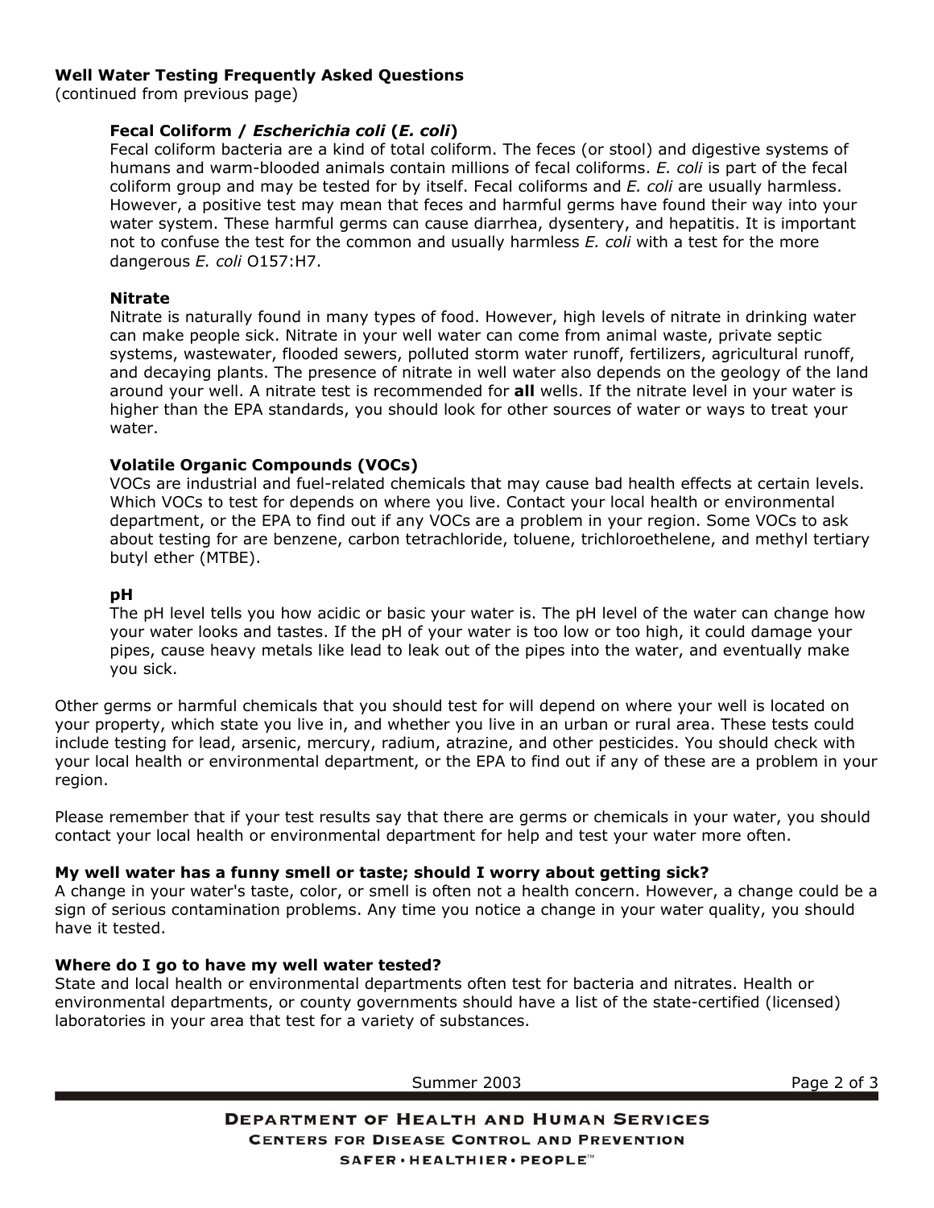**Well Water Testing Frequently Asked Questions**
(continued from previous page)

**Fecal Coliform / *Escherichia coli* (*E. coli*)**

Fecal coliform bacteria are a kind of total coliform. The feces (or stool) and digestive systems of humans and warm-blooded animals contain millions of fecal coliforms. *E. coli* is part of the fecal coliform group and may be tested for by itself. Fecal coliforms and *E. coli* are usually harmless. However, a positive test may mean that feces and harmful germs have found their way into your water system. These harmful germs can cause diarrhea, dysentery, and hepatitis. It is important not to confuse the test for the common and usually harmless *E. coli* with a test for the more dangerous *E. coli* O157:H7.

**Nitrate**

Nitrate is naturally found in many types of food. However, high levels of nitrate in drinking water can make people sick. Nitrate in your well water can come from animal waste, private septic systems, wastewater, flooded sewers, polluted storm water runoff, fertilizers, agricultural runoff, and decaying plants. The presence of nitrate in well water also depends on the geology of the land around your well. A nitrate test is recommended for **all** wells. If the nitrate level in your water is higher than the EPA standards, you should look for other sources of water or ways to treat your water.

**Volatile Organic Compounds (VOCs)**

VOCs are industrial and fuel-related chemicals that may cause bad health effects at certain levels. Which VOCs to test for depends on where you live. Contact your local health or environmental department, or the EPA to find out if any VOCs are a problem in your region. Some VOCs to ask about testing for are benzene, carbon tetrachloride, toluene, trichloroethelene, and methyl tertiary butyl ether (MTBE).

**pH**

The pH level tells you how acidic or basic your water is. The pH level of the water can change how your water looks and tastes. If the pH of your water is too low or too high, it could damage your pipes, cause heavy metals like lead to leak out of the pipes into the water, and eventually make you sick.

Other germs or harmful chemicals that you should test for will depend on where your well is located on your property, which state you live in, and whether you live in an urban or rural area. These tests could include testing for lead, arsenic, mercury, radium, atrazine, and other pesticides. You should check with your local health or environmental department, or the EPA to find out if any of these are a problem in your region.

Please remember that if your test results say that there are germs or chemicals in your water, you should contact your local health or environmental department for help and test your water more often.

**My well water has a funny smell or taste; should I worry about getting sick?**

A change in your water's taste, color, or smell is often not a health concern. However, a change could be a sign of serious contamination problems. Any time you notice a change in your water quality, you should have it tested.

**Where do I go to have my well water tested?**

State and local health or environmental departments often test for bacteria and nitrates. Health or environmental departments, or county governments should have a list of the state-certified (licensed) laboratories in your area that test for a variety of substances.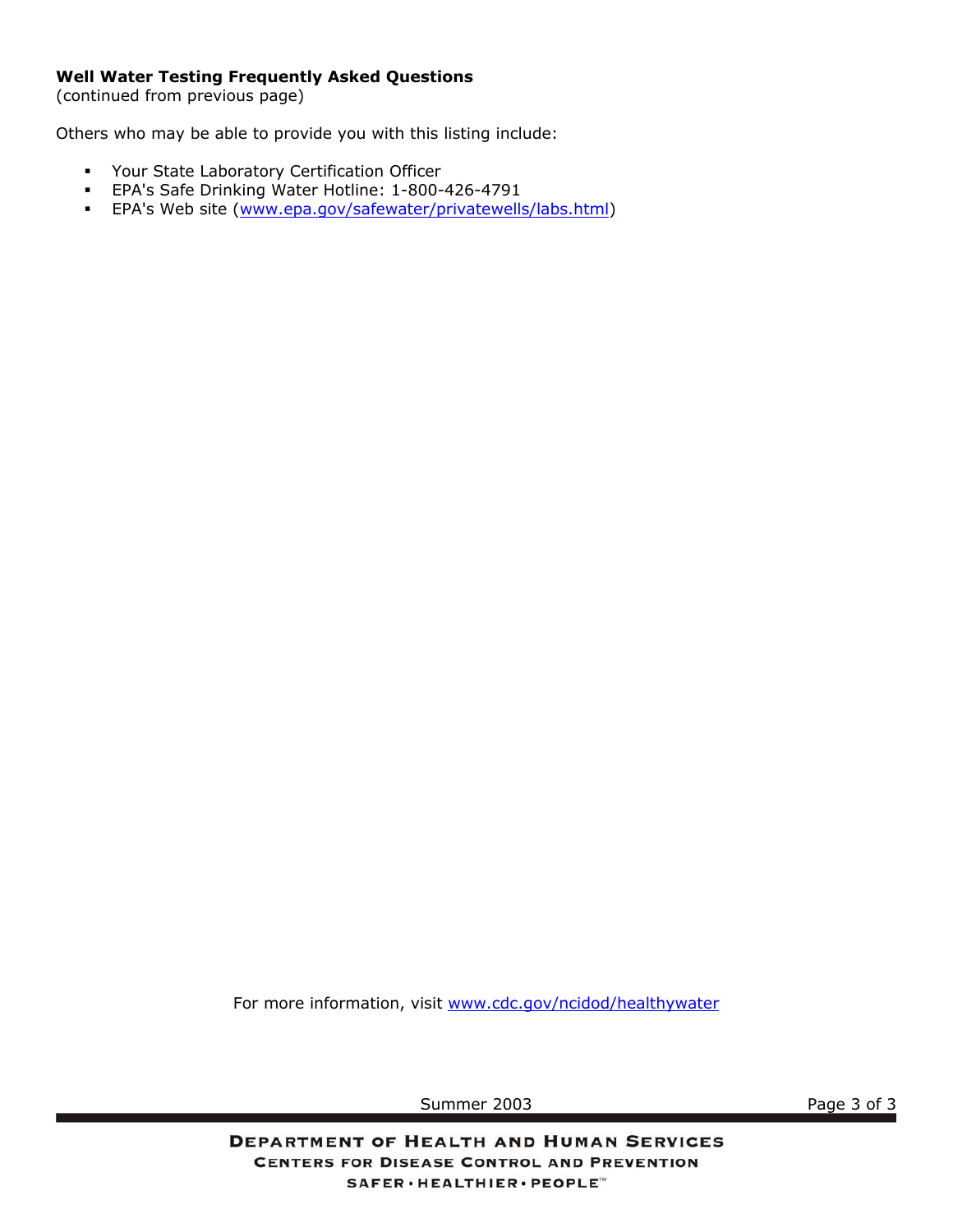**Well Water Testing Frequently Asked Questions**
(continued from previous page)

Others who may be able to provide you with this listing include:

- Your State Laboratory Certification Officer
- EPA's Safe Drinking Water Hotline: 1-800-426-4791
- EPA's Web site (www.epa.gov/safewater/privatewells/labs.html)

For more information, visit www.cdc.gov/ncidod/healthywater

Summer 2003

DEPARTMENT OF HEALTH AND HUMAN SERVICES
CENTERS FOR DISEASE CONTROL AND PREVENTION
SAFER • HEALTHIER • PEOPLE™